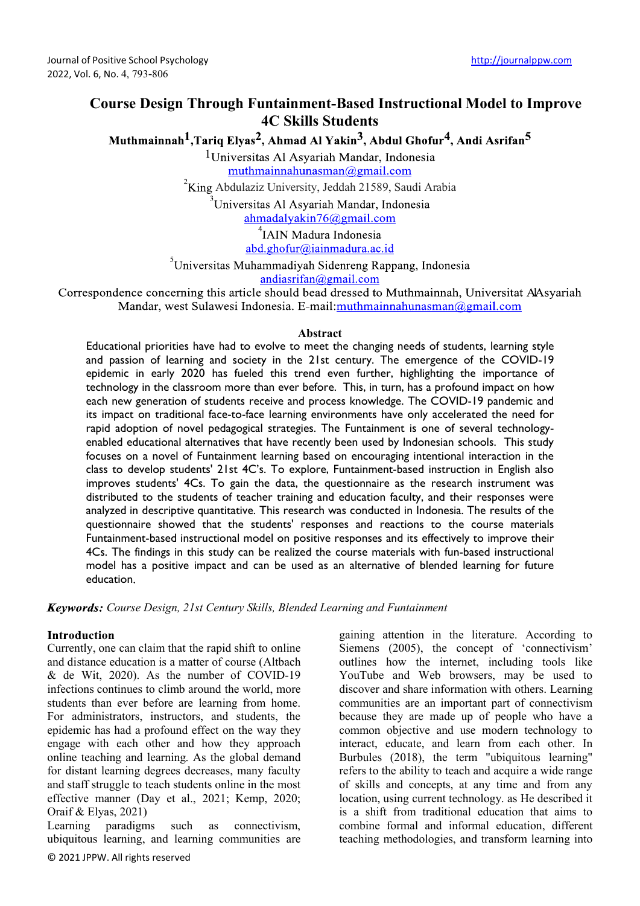# Course Design Through Funtainment-Based Instructional Model to Improve 4C Skills Students

**Muthmainnah[1], Tariq Elyas[2], Ahmad Al Yakin[3], Abdul Ghofur[4], Andi Asrifan[5]**

[1]Universitas Al Asyariah Mandar, Indonesia
muthmainnahunasman@gmail.com

[2]King Abdulaziz University, Jeddah 21589, Saudi Arabia

[3]Universitas Al Asyariah Mandar, Indonesia
ahmadalyakin76@gmail.com

[4]IAIN Madura Indonesia
abd.ghofur@iainmadura.ac.id

[5]Universitas Muhammadiyah Sidenreng Rappang, Indonesia
andiasrifan@gmail.com

Correspondence concerning this article should bead dressed to Muthmainnah, Universitat AlAsyariah Mandar, west Sulawesi Indonesia. E-mail:muthmainnahunasman@gmail.com

## Abstract

Educational priorities have had to evolve to meet the changing needs of students, learning style and passion of learning and society in the 21st century. The emergence of the COVID-19 epidemic in early 2020 has fueled this trend even further, highlighting the importance of technology in the classroom more than ever before. This, in turn, has a profound impact on how each new generation of students receive and process knowledge. The COVID-19 pandemic and its impact on traditional face-to-face learning environments have only accelerated the need for rapid adoption of novel pedagogical strategies. The Funtainment is one of several technology-enabled educational alternatives that have recently been used by Indonesian schools. This study focuses on a novel of Funtainment learning based on encouraging intentional interaction in the class to develop students' 21st 4C's. To explore, Funtainment-based instruction in English also improves students' 4Cs. To gain the data, the questionnaire as the research instrument was distributed to the students of teacher training and education faculty, and their responses were analyzed in descriptive quantitative. This research was conducted in Indonesia. The results of the questionnaire showed that the students' responses and reactions to the course materials Funtainment-based instructional model on positive responses and its effectively to improve their 4Cs. The findings in this study can be realized the course materials with fun-based instructional model has a positive impact and can be used as an alternative of blended learning for future education.

***Keywords:*** *Course Design, 21st Century Skills, Blended Learning and Funtainment*

## Introduction

Currently, one can claim that the rapid shift to online and distance education is a matter of course (Altbach & de Wit, 2020). As the number of COVID-19 infections continues to climb around the world, more students than ever before are learning from home. For administrators, instructors, and students, the epidemic has had a profound effect on the way they engage with each other and how they approach online teaching and learning. As the global demand for distant learning degrees decreases, many faculty and staff struggle to teach students online in the most effective manner (Day et al., 2021; Kemp, 2020; Oraif & Elyas, 2021)

Learning paradigms such as connectivism, ubiquitous learning, and learning communities are gaining attention in the literature. According to Siemens (2005), the concept of 'connectivism' outlines how the internet, including tools like YouTube and Web browsers, may be used to discover and share information with others. Learning communities are an important part of connectivism because they are made up of people who have a common objective and use modern technology to interact, educate, and learn from each other. In Burbules (2018), the term "ubiquitous learning" refers to the ability to teach and acquire a wide range of skills and concepts, at any time and from any location, using current technology. as He described it is a shift from traditional education that aims to combine formal and informal education, different teaching methodologies, and transform learning into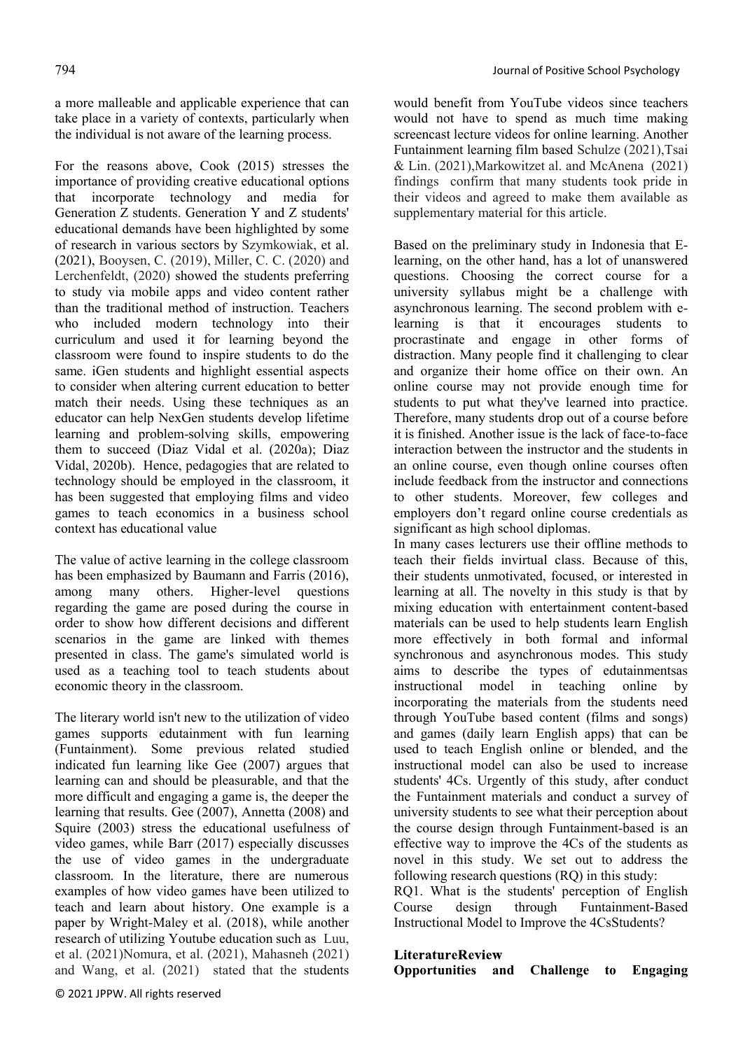a more malleable and applicable experience that can take place in a variety of contexts, particularly when the individual is not aware of the learning process.

For the reasons above, Cook (2015) stresses the importance of providing creative educational options that incorporate technology and media for Generation Z students. Generation Y and Z students' educational demands have been highlighted by some of research in various sectors by Szymkowiak, et al. (2021), Booysen, C. (2019), Miller, C. C. (2020) and Lerchenfeldt, (2020) showed the students preferring to study via mobile apps and video content rather than the traditional method of instruction. Teachers who included modern technology into their curriculum and used it for learning beyond the classroom were found to inspire students to do the same. iGen students and highlight essential aspects to consider when altering current education to better match their needs. Using these techniques as an educator can help NexGen students develop lifetime learning and problem-solving skills, empowering them to succeed (Diaz Vidal et al. (2020a); Diaz Vidal, 2020b). Hence, pedagogies that are related to technology should be employed in the classroom, it has been suggested that employing films and video games to teach economics in a business school context has educational value

The value of active learning in the college classroom has been emphasized by Baumann and Farris (2016), among many others. Higher-level questions regarding the game are posed during the course in order to show how different decisions and different scenarios in the game are linked with themes presented in class. The game's simulated world is used as a teaching tool to teach students about economic theory in the classroom.

The literary world isn't new to the utilization of video games supports edutainment with fun learning (Funtainment). Some previous related studied indicated fun learning like Gee (2007) argues that learning can and should be pleasurable, and that the more difficult and engaging a game is, the deeper the learning that results. Gee (2007), Annetta (2008) and Squire (2003) stress the educational usefulness of video games, while Barr (2017) especially discusses the use of video games in the undergraduate classroom. In the literature, there are numerous examples of how video games have been utilized to teach and learn about history. One example is a paper by Wright-Maley et al. (2018), while another research of utilizing Youtube education such as Luu, et al. (2021)Nomura, et al. (2021), Mahasneh (2021) and Wang, et al. (2021) stated that the students would benefit from YouTube videos since teachers would not have to spend as much time making screencast lecture videos for online learning. Another Funtainment learning film based Schulze (2021),Tsai & Lin. (2021),Markowitzet al. and McAnena (2021) findings confirm that many students took pride in their videos and agreed to make them available as supplementary material for this article.

Based on the preliminary study in Indonesia that E-learning, on the other hand, has a lot of unanswered questions. Choosing the correct course for a university syllabus might be a challenge with asynchronous learning. The second problem with e-learning is that it encourages students to procrastinate and engage in other forms of distraction. Many people find it challenging to clear and organize their home office on their own. An online course may not provide enough time for students to put what they've learned into practice. Therefore, many students drop out of a course before it is finished. Another issue is the lack of face-to-face interaction between the instructor and the students in an online course, even though online courses often include feedback from the instructor and connections to other students. Moreover, few colleges and employers don't regard online course credentials as significant as high school diplomas.

In many cases lecturers use their offline methods to teach their fields invirtual class. Because of this, their students unmotivated, focused, or interested in learning at all. The novelty in this study is that by mixing education with entertainment content-based materials can be used to help students learn English more effectively in both formal and informal synchronous and asynchronous modes. This study aims to describe the types of edutainmentsas instructional model in teaching online by incorporating the materials from the students need through YouTube based content (films and songs) and games (daily learn English apps) that can be used to teach English online or blended, and the instructional model can also be used to increase students' 4Cs. Urgently of this study, after conduct the Funtainment materials and conduct a survey of university students to see what their perception about the course design through Funtainment-based is an effective way to improve the 4Cs of the students as novel in this study. We set out to address the following research questions (RQ) in this study:

RQ1. What is the students' perception of English Course design through Funtainment-Based Instructional Model to Improve the 4CsStudents?

## LiteratureReview

### Opportunities and Challenge to Engaging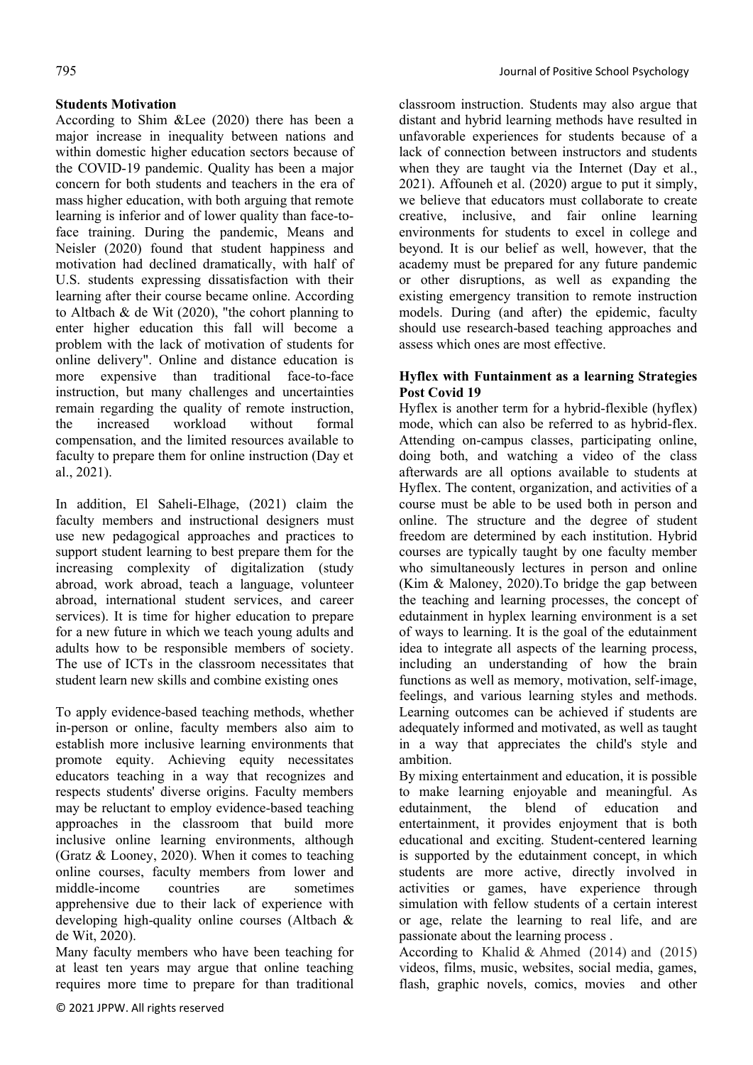**Students Motivation**

According to Shim &Lee (2020) there has been a major increase in inequality between nations and within domestic higher education sectors because of the COVID-19 pandemic. Quality has been a major concern for both students and teachers in the era of mass higher education, with both arguing that remote learning is inferior and of lower quality than face-to-face training. During the pandemic, Means and Neisler (2020) found that student happiness and motivation had declined dramatically, with half of U.S. students expressing dissatisfaction with their learning after their course became online. According to Altbach & de Wit (2020), "the cohort planning to enter higher education this fall will become a problem with the lack of motivation of students for online delivery". Online and distance education is more expensive than traditional face-to-face instruction, but many challenges and uncertainties remain regarding the quality of remote instruction, the increased workload without formal compensation, and the limited resources available to faculty to prepare them for online instruction (Day et al., 2021).

In addition, El Saheli-Elhage, (2021) claim the faculty members and instructional designers must use new pedagogical approaches and practices to support student learning to best prepare them for the increasing complexity of digitalization (study abroad, work abroad, teach a language, volunteer abroad, international student services, and career services). It is time for higher education to prepare for a new future in which we teach young adults and adults how to be responsible members of society. The use of ICTs in the classroom necessitates that student learn new skills and combine existing ones

To apply evidence-based teaching methods, whether in-person or online, faculty members also aim to establish more inclusive learning environments that promote equity. Achieving equity necessitates educators teaching in a way that recognizes and respects students' diverse origins. Faculty members may be reluctant to employ evidence-based teaching approaches in the classroom that build more inclusive online learning environments, although (Gratz & Looney, 2020). When it comes to teaching online courses, faculty members from lower and middle-income countries are sometimes apprehensive due to their lack of experience with developing high-quality online courses (Altbach & de Wit, 2020).

Many faculty members who have been teaching for at least ten years may argue that online teaching requires more time to prepare for than traditional classroom instruction. Students may also argue that distant and hybrid learning methods have resulted in unfavorable experiences for students because of a lack of connection between instructors and students when they are taught via the Internet (Day et al., 2021). Affouneh et al. (2020) argue to put it simply, we believe that educators must collaborate to create creative, inclusive, and fair online learning environments for students to excel in college and beyond. It is our belief as well, however, that the academy must be prepared for any future pandemic or other disruptions, as well as expanding the existing emergency transition to remote instruction models. During (and after) the epidemic, faculty should use research-based teaching approaches and assess which ones are most effective.

**Hyflex with Funtainment as a learning Strategies Post Covid 19**

Hyflex is another term for a hybrid-flexible (hyflex) mode, which can also be referred to as hybrid-flex. Attending on-campus classes, participating online, doing both, and watching a video of the class afterwards are all options available to students at Hyflex. The content, organization, and activities of a course must be able to be used both in person and online. The structure and the degree of student freedom are determined by each institution. Hybrid courses are typically taught by one faculty member who simultaneously lectures in person and online (Kim & Maloney, 2020).To bridge the gap between the teaching and learning processes, the concept of edutainment in hyplex learning environment is a set of ways to learning. It is the goal of the edutainment idea to integrate all aspects of the learning process, including an understanding of how the brain functions as well as memory, motivation, self-image, feelings, and various learning styles and methods. Learning outcomes can be achieved if students are adequately informed and motivated, as well as taught in a way that appreciates the child's style and ambition.

By mixing entertainment and education, it is possible to make learning enjoyable and meaningful. As edutainment, the blend of education and entertainment, it provides enjoyment that is both educational and exciting. Student-centered learning is supported by the edutainment concept, in which students are more active, directly involved in activities or games, have experience through simulation with fellow students of a certain interest or age, relate the learning to real life, and are passionate about the learning process .

According to Khalid & Ahmed (2014) and (2015) videos, films, music, websites, social media, games, flash, graphic novels, comics, movies and other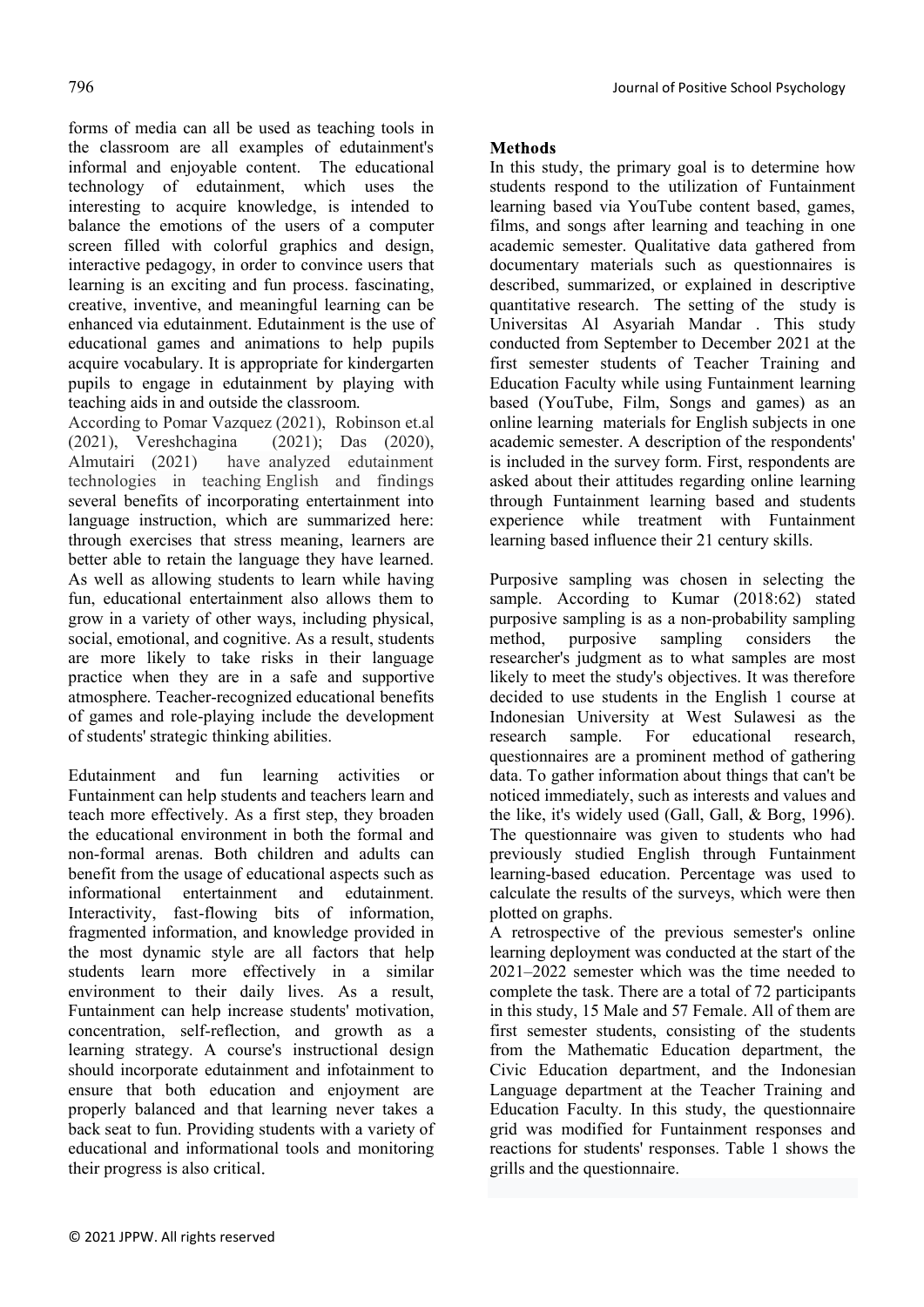forms of media can all be used as teaching tools in the classroom are all examples of edutainment's informal and enjoyable content. The educational technology of edutainment, which uses the interesting to acquire knowledge, is intended to balance the emotions of the users of a computer screen filled with colorful graphics and design, interactive pedagogy, in order to convince users that learning is an exciting and fun process. fascinating, creative, inventive, and meaningful learning can be enhanced via edutainment. Edutainment is the use of educational games and animations to help pupils acquire vocabulary. It is appropriate for kindergarten pupils to engage in edutainment by playing with teaching aids in and outside the classroom.

According to Pomar Vazquez (2021), Robinson et.al (2021), Vereshchagina (2021); Das (2020), Almutairi (2021) have analyzed edutainment technologies in teaching English and findings several benefits of incorporating entertainment into language instruction, which are summarized here: through exercises that stress meaning, learners are better able to retain the language they have learned. As well as allowing students to learn while having fun, educational entertainment also allows them to grow in a variety of other ways, including physical, social, emotional, and cognitive. As a result, students are more likely to take risks in their language practice when they are in a safe and supportive atmosphere. Teacher-recognized educational benefits of games and role-playing include the development of students' strategic thinking abilities.

Edutainment and fun learning activities or Funtainment can help students and teachers learn and teach more effectively. As a first step, they broaden the educational environment in both the formal and non-formal arenas. Both children and adults can benefit from the usage of educational aspects such as informational entertainment and edutainment. Interactivity, fast-flowing bits of information, fragmented information, and knowledge provided in the most dynamic style are all factors that help students learn more effectively in a similar environment to their daily lives. As a result, Funtainment can help increase students' motivation, concentration, self-reflection, and growth as a learning strategy. A course's instructional design should incorporate edutainment and infotainment to ensure that both education and enjoyment are properly balanced and that learning never takes a back seat to fun. Providing students with a variety of educational and informational tools and monitoring their progress is also critical.

## Methods

In this study, the primary goal is to determine how students respond to the utilization of Funtainment learning based via YouTube content based, games, films, and songs after learning and teaching in one academic semester. Qualitative data gathered from documentary materials such as questionnaires is described, summarized, or explained in descriptive quantitative research. The setting of the study is Universitas Al Asyariah Mandar . This study conducted from September to December 2021 at the first semester students of Teacher Training and Education Faculty while using Funtainment learning based (YouTube, Film, Songs and games) as an online learning materials for English subjects in one academic semester. A description of the respondents' is included in the survey form. First, respondents are asked about their attitudes regarding online learning through Funtainment learning based and students experience while treatment with Funtainment learning based influence their 21 century skills.

Purposive sampling was chosen in selecting the sample. According to Kumar (2018:62) stated purposive sampling is as a non-probability sampling method, purposive sampling considers the researcher's judgment as to what samples are most likely to meet the study's objectives. It was therefore decided to use students in the English 1 course at Indonesian University at West Sulawesi as the research sample. For educational research, questionnaires are a prominent method of gathering data. To gather information about things that can't be noticed immediately, such as interests and values and the like, it's widely used (Gall, Gall, & Borg, 1996). The questionnaire was given to students who had previously studied English through Funtainment learning-based education. Percentage was used to calculate the results of the surveys, which were then plotted on graphs.

A retrospective of the previous semester's online learning deployment was conducted at the start of the 2021–2022 semester which was the time needed to complete the task. There are a total of 72 participants in this study, 15 Male and 57 Female. All of them are first semester students, consisting of the students from the Mathematic Education department, the Civic Education department, and the Indonesian Language department at the Teacher Training and Education Faculty. In this study, the questionnaire grid was modified for Funtainment responses and reactions for students' responses. Table 1 shows the grills and the questionnaire.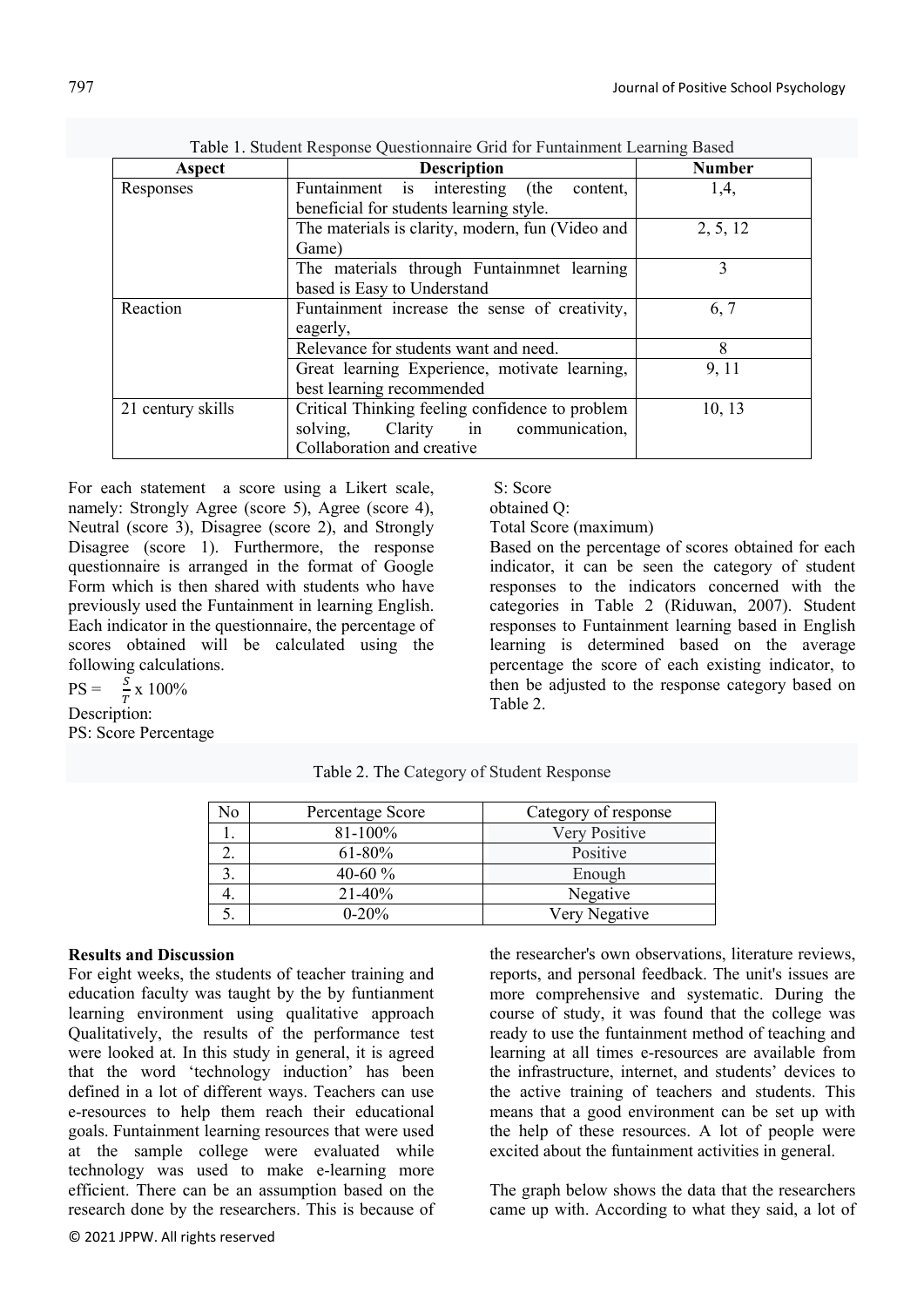Table 1. Student Response Questionnaire Grid for Funtainment Learning Based

| Aspect | Description | Number |
|---|---|---|
| Responses | Funtainment is interesting (the content, beneficial for students learning style. | 1,4, |
| | The materials is clarity, modern, fun (Video and Game) | 2, 5, 12 |
| | The materials through Funtainmnet learning based is Easy to Understand | 3 |
| Reaction | Funtainment increase the sense of creativity, eagerly, | 6, 7 |
| | Relevance for students want and need. | 8 |
| | Great learning Experience, motivate learning, best learning recommended | 9, 11 |
| 21 century skills | Critical Thinking feeling confidence to problem solving, Clarity in communication, Collaboration and creative | 10, 13 |

For each statement a score using a Likert scale, namely: Strongly Agree (score 5), Agree (score 4), Neutral (score 3), Disagree (score 2), and Strongly Disagree (score 1). Furthermore, the response questionnaire is arranged in the format of Google Form which is then shared with students who have previously used the Funtainment in learning English. Each indicator in the questionnaire, the percentage of scores obtained will be calculated using the following calculations.

$$PS = \frac{S}{T} \times 100\%$$

Description:
PS: Score Percentage
S: Score
obtained Q:
Total Score (maximum)

Based on the percentage of scores obtained for each indicator, it can be seen the category of student responses to the indicators concerned with the categories in Table 2 (Riduwan, 2007). Student responses to Funtainment learning based in English learning is determined based on the average percentage the score of each existing indicator, to then be adjusted to the response category based on Table 2.

Table 2. The Category of Student Response

| No | Percentage Score | Category of response |
|---|---|---|
| 1. | 81-100% | Very Positive |
| 2. | 61-80% | Positive |
| 3. | 40-60 % | Enough |
| 4. | 21-40% | Negative |
| 5. | 0-20% | Very Negative |

**Results and Discussion**

For eight weeks, the students of teacher training and education faculty was taught by the by funtianment learning environment using qualitative approach Qualitatively, the results of the performance test were looked at. In this study in general, it is agreed that the word 'technology induction' has been defined in a lot of different ways. Teachers can use e-resources to help them reach their educational goals. Funtainment learning resources that were used at the sample college were evaluated while technology was used to make e-learning more efficient. There can be an assumption based on the research done by the researchers. This is because of the researcher's own observations, literature reviews, reports, and personal feedback. The unit's issues are more comprehensive and systematic. During the course of study, it was found that the college was ready to use the funtainment method of teaching and learning at all times e-resources are available from the infrastructure, internet, and students' devices to the active training of teachers and students. This means that a good environment can be set up with the help of these resources. A lot of people were excited about the funtainment activities in general.

The graph below shows the data that the researchers came up with. According to what they said, a lot of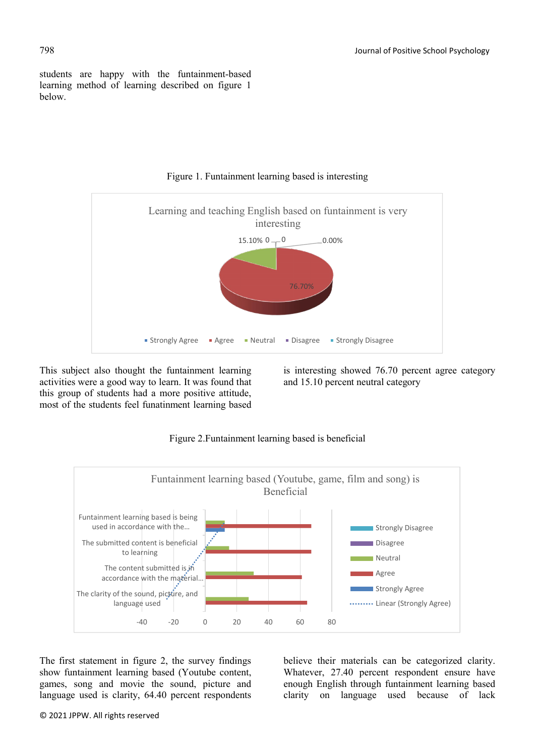students are happy with the funtainment-based learning method of learning described on figure 1 below.

Figure 1. Funtainment learning based is interesting

Learning and teaching English based on funtainment is very interesting

15.10% 0 0 0.00%

76.70%

Strongly Agree · Agree · Neutral · Disagree · Strongly Disagree

This subject also thought the funtainment learning activities were a good way to learn. It was found that this group of students had a more positive attitude, most of the students feel funatinment learning based is interesting showed 76.70 percent agree category and 15.10 percent neutral category

Figure 2.Funtainment learning based is beneficial

Funtainment learning based (Youtube, game, film and song) is Beneficial

Funtainment learning based is being used in accordance with the...

The submitted content is beneficial to learning

The content submitted is in accordance with the material...

The clarity of the sound, picture, and language used

-40 -20 0 20 40 60 80

Strongly Disagree · Disagree · Neutral · Agree · Strongly Agree · Linear (Strongly Agree)

The first statement in figure 2, the survey findings show funtainment learning based (Youtube content, games, song and movie the sound, picture and language used is clarity, 64.40 percent respondents believe their materials can be categorized clarity. Whatever, 27.40 percent respondent ensure have enough English through funtainment learning based clarity on language used because of lack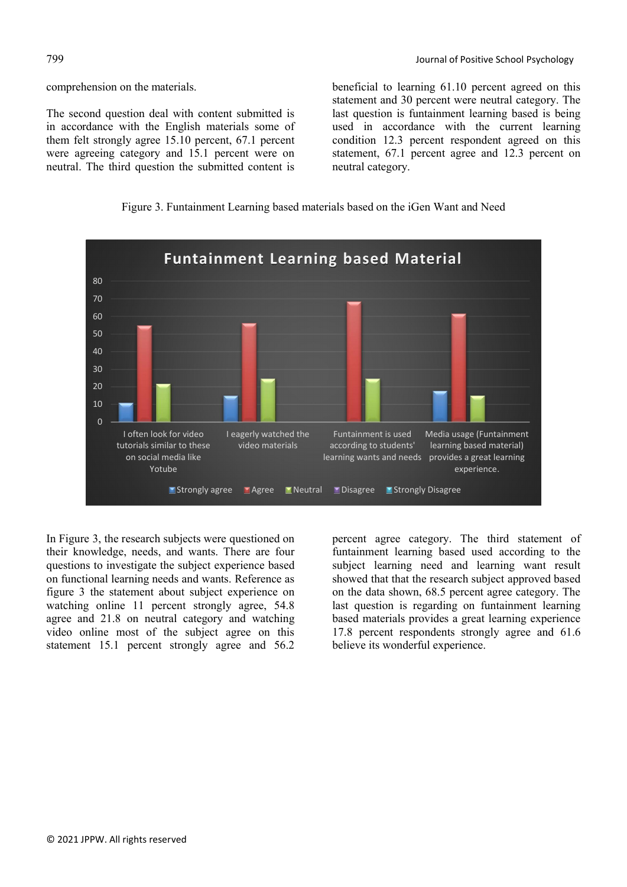comprehension on the materials.

The second question deal with content submitted is in accordance with the English materials some of them felt strongly agree 15.10 percent, 67.1 percent were agreeing category and 15.1 percent were on neutral. The third question the submitted content is beneficial to learning 61.10 percent agreed on this statement and 30 percent were neutral category. The last question is funtainment learning based is being used in accordance with the current learning condition 12.3 percent respondent agreed on this statement, 67.1 percent agree and 12.3 percent on neutral category.

Figure 3. Funtainment Learning based materials based on the iGen Want and Need

In Figure 3, the research subjects were questioned on their knowledge, needs, and wants. There are four questions to investigate the subject experience based on functional learning needs and wants. Reference as figure 3 the statement about subject experience on watching online 11 percent strongly agree, 54.8 agree and 21.8 on neutral category and watching video online most of the subject agree on this statement 15.1 percent strongly agree and 56.2 percent agree category. The third statement of funtainment learning based used according to the subject learning need and learning want result showed that that the research subject approved based on the data shown, 68.5 percent agree category. The last question is regarding on funtainment learning based materials provides a great learning experience 17.8 percent respondents strongly agree and 61.6 believe its wonderful experience.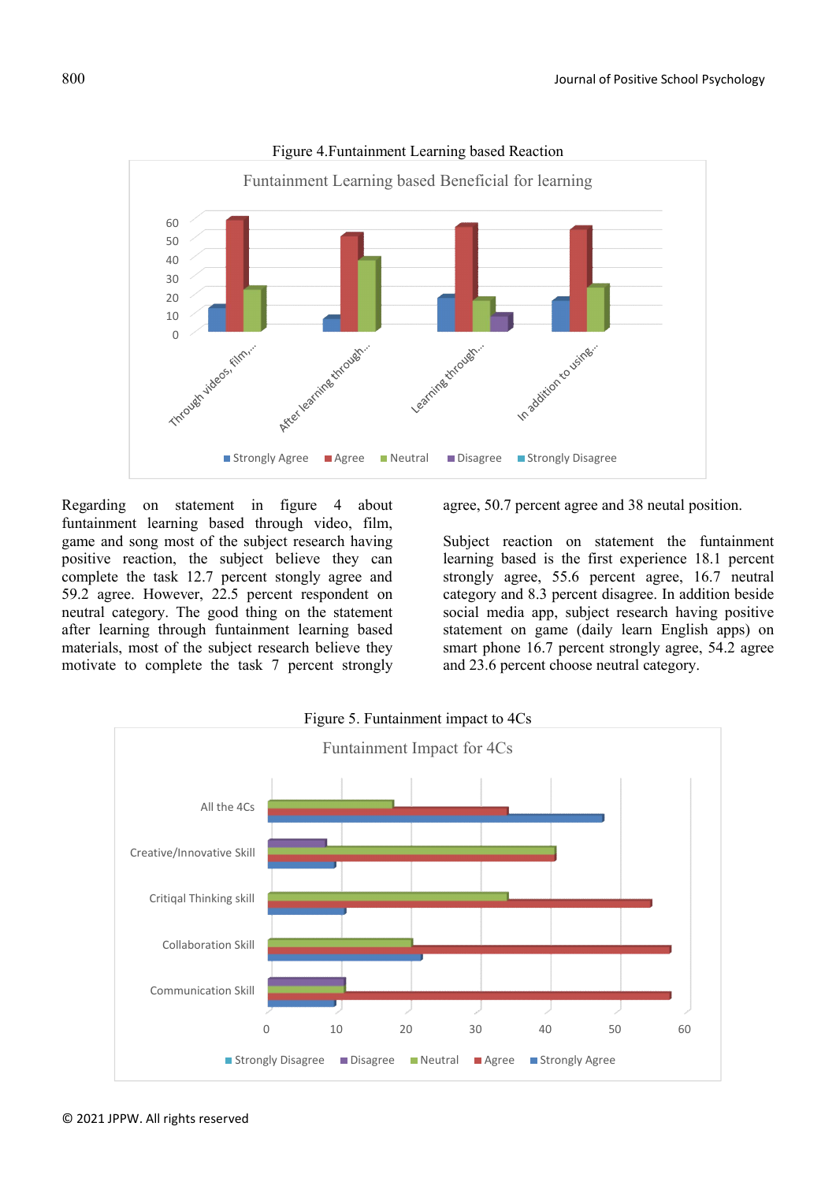Figure 4.Funtainment Learning based Reaction

Regarding on statement in figure 4 about funtainment learning based through video, film, game and song most of the subject research having positive reaction, the subject believe they can complete the task 12.7 percent stongly agree and 59.2 agree. However, 22.5 percent respondent on neutral category. The good thing on the statement after learning through funtainment learning based materials, most of the subject research believe they motivate to complete the task 7 percent strongly agree, 50.7 percent agree and 38 neutal position.

Subject reaction on statement the funtainment learning based is the first experience 18.1 percent strongly agree, 55.6 percent agree, 16.7 neutral category and 8.3 percent disagree. In addition beside social media app, subject research having positive statement on game (daily learn English apps) on smart phone 16.7 percent strongly agree, 54.2 agree and 23.6 percent choose neutral category.

Figure 5. Funtainment impact to 4Cs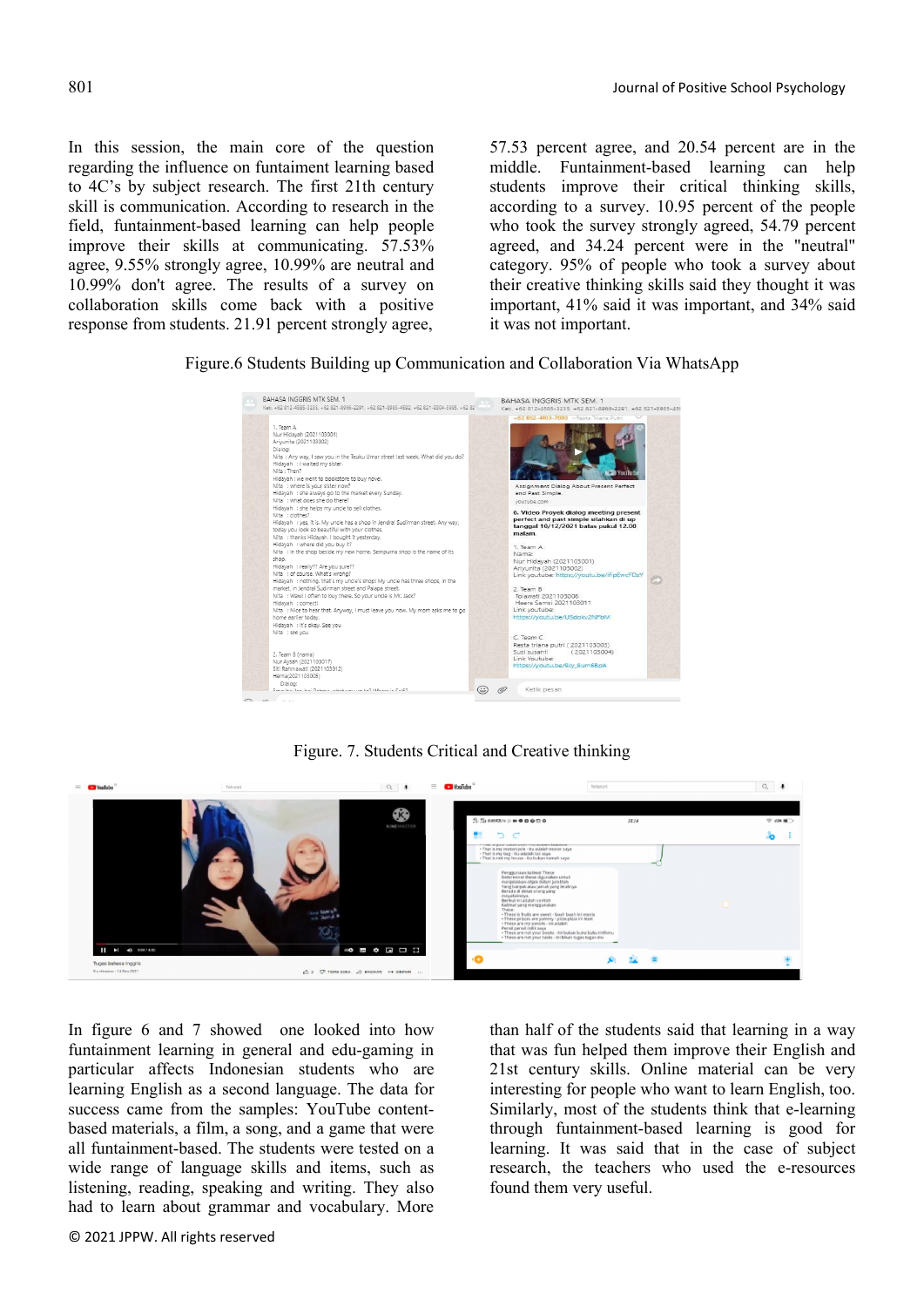In this session, the main core of the question regarding the influence on funtaiment learning based to 4C's by subject research. The first 21th century skill is communication. According to research in the field, funtainment-based learning can help people improve their skills at communicating. 57.53% agree, 9.55% strongly agree, 10.99% are neutral and 10.99% don't agree. The results of a survey on collaboration skills come back with a positive response from students. 21.91 percent strongly agree, 57.53 percent agree, and 20.54 percent are in the middle. Funtainment-based learning can help students improve their critical thinking skills, according to a survey. 10.95 percent of the people who took the survey strongly agreed, 54.79 percent agreed, and 34.24 percent were in the "neutral" category. 95% of people who took a survey about their creative thinking skills said they thought it was important, 41% said it was important, and 34% said it was not important.

Figure.6 Students Building up Communication and Collaboration Via WhatsApp

Figure. 7. Students Critical and Creative thinking

In figure 6 and 7 showed one looked into how funtainment learning in general and edu-gaming in particular affects Indonesian students who are learning English as a second language. The data for success came from the samples: YouTube content-based materials, a film, a song, and a game that were all funtainment-based. The students were tested on a wide range of language skills and items, such as listening, reading, speaking and writing. They also had to learn about grammar and vocabulary. More than half of the students said that learning in a way that was fun helped them improve their English and 21st century skills. Online material can be very interesting for people who want to learn English, too. Similarly, most of the students think that e-learning through funtainment-based learning is good for learning. It was said that in the case of subject research, the teachers who used the e-resources found them very useful.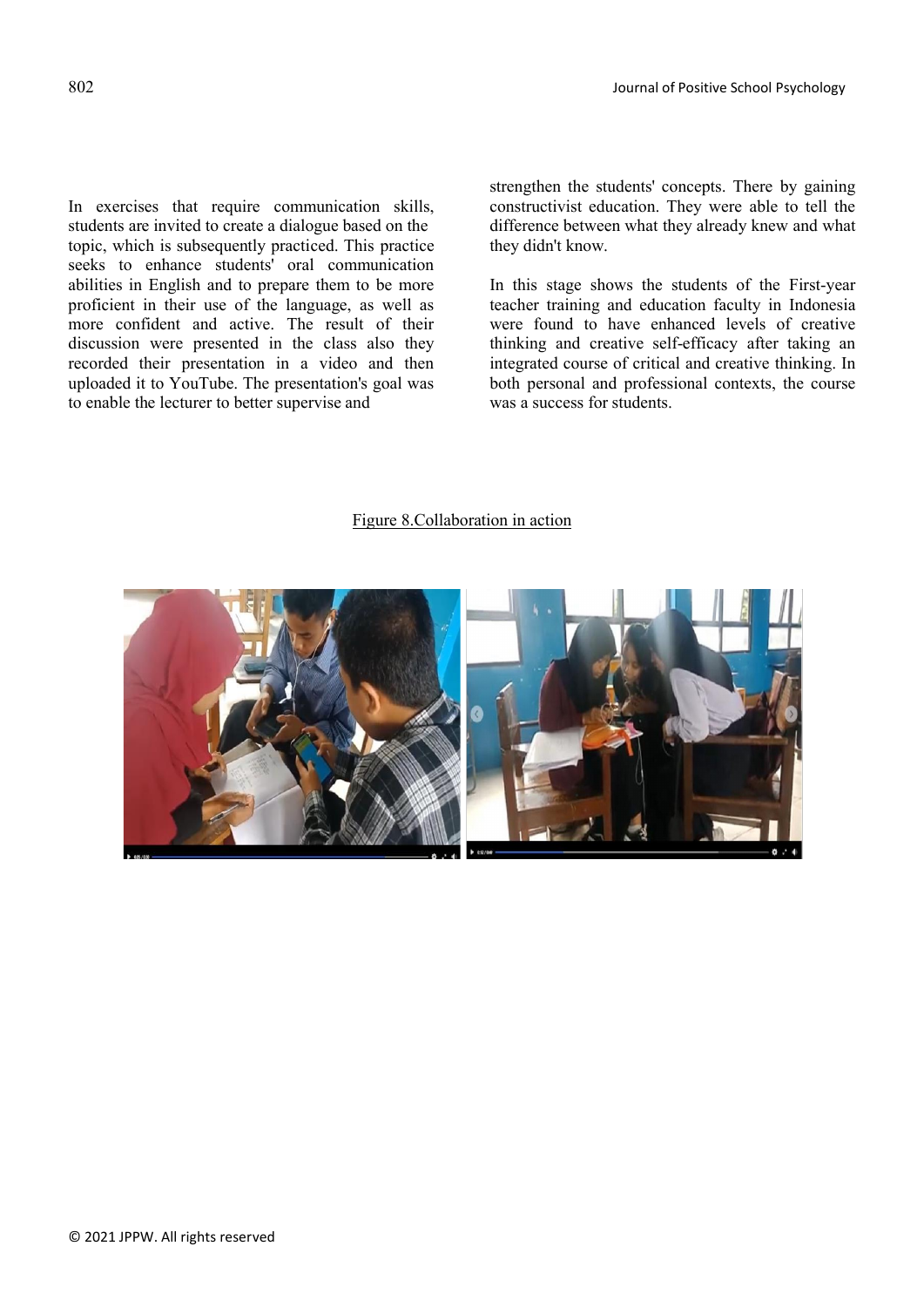In exercises that require communication skills, students are invited to create a dialogue based on the topic, which is subsequently practiced. This practice seeks to enhance students' oral communication abilities in English and to prepare them to be more proficient in their use of the language, as well as more confident and active. The result of their discussion were presented in the class also they recorded their presentation in a video and then uploaded it to YouTube. The presentation's goal was to enable the lecturer to better supervise and strengthen the students' concepts. There by gaining constructivist education. They were able to tell the difference between what they already knew and what they didn't know.

In this stage shows the students of the First-year teacher training and education faculty in Indonesia were found to have enhanced levels of creative thinking and creative self-efficacy after taking an integrated course of critical and creative thinking. In both personal and professional contexts, the course was a success for students.

Figure 8.Collaboration in action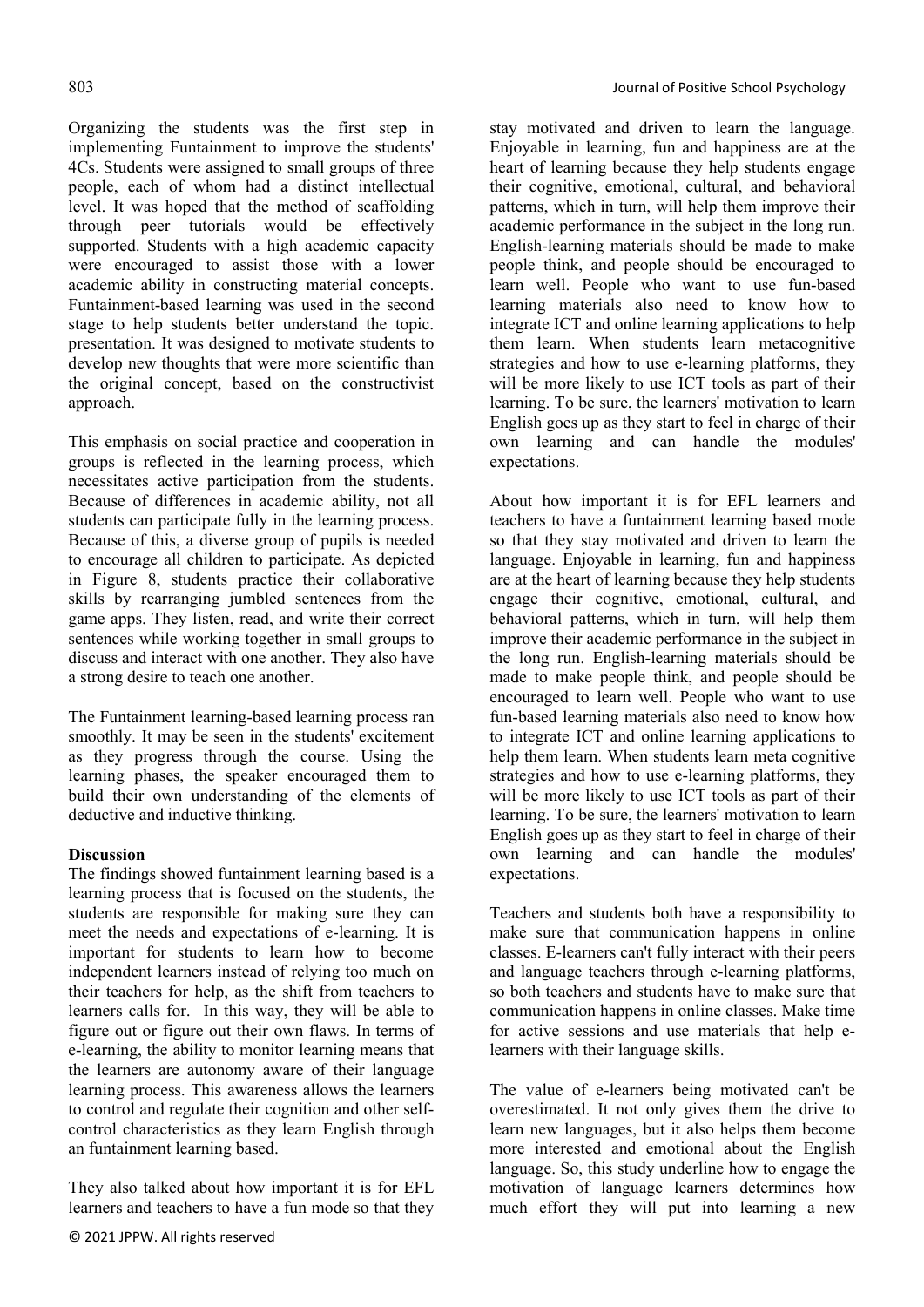Organizing the students was the first step in implementing Funtainment to improve the students' 4Cs. Students were assigned to small groups of three people, each of whom had a distinct intellectual level. It was hoped that the method of scaffolding through peer tutorials would be effectively supported. Students with a high academic capacity were encouraged to assist those with a lower academic ability in constructing material concepts. Funtainment-based learning was used in the second stage to help students better understand the topic. presentation. It was designed to motivate students to develop new thoughts that were more scientific than the original concept, based on the constructivist approach.

This emphasis on social practice and cooperation in groups is reflected in the learning process, which necessitates active participation from the students. Because of differences in academic ability, not all students can participate fully in the learning process. Because of this, a diverse group of pupils is needed to encourage all children to participate. As depicted in Figure 8, students practice their collaborative skills by rearranging jumbled sentences from the game apps. They listen, read, and write their correct sentences while working together in small groups to discuss and interact with one another. They also have a strong desire to teach one another.

The Funtainment learning-based learning process ran smoothly. It may be seen in the students' excitement as they progress through the course. Using the learning phases, the speaker encouraged them to build their own understanding of the elements of deductive and inductive thinking.

## Discussion

The findings showed funtainment learning based is a learning process that is focused on the students, the students are responsible for making sure they can meet the needs and expectations of e-learning. It is important for students to learn how to become independent learners instead of relying too much on their teachers for help, as the shift from teachers to learners calls for. In this way, they will be able to figure out or figure out their own flaws. In terms of e-learning, the ability to monitor learning means that the learners are autonomy aware of their language learning process. This awareness allows the learners to control and regulate their cognition and other self-control characteristics as they learn English through an funtainment learning based.

They also talked about how important it is for EFL learners and teachers to have a fun mode so that they stay motivated and driven to learn the language. Enjoyable in learning, fun and happiness are at the heart of learning because they help students engage their cognitive, emotional, cultural, and behavioral patterns, which in turn, will help them improve their academic performance in the subject in the long run. English-learning materials should be made to make people think, and people should be encouraged to learn well. People who want to use fun-based learning materials also need to know how to integrate ICT and online learning applications to help them learn. When students learn metacognitive strategies and how to use e-learning platforms, they will be more likely to use ICT tools as part of their learning. To be sure, the learners' motivation to learn English goes up as they start to feel in charge of their own learning and can handle the modules' expectations.

About how important it is for EFL learners and teachers to have a funtainment learning based mode so that they stay motivated and driven to learn the language. Enjoyable in learning, fun and happiness are at the heart of learning because they help students engage their cognitive, emotional, cultural, and behavioral patterns, which in turn, will help them improve their academic performance in the subject in the long run. English-learning materials should be made to make people think, and people should be encouraged to learn well. People who want to use fun-based learning materials also need to know how to integrate ICT and online learning applications to help them learn. When students learn meta cognitive strategies and how to use e-learning platforms, they will be more likely to use ICT tools as part of their learning. To be sure, the learners' motivation to learn English goes up as they start to feel in charge of their own learning and can handle the modules' expectations.

Teachers and students both have a responsibility to make sure that communication happens in online classes. E-learners can't fully interact with their peers and language teachers through e-learning platforms, so both teachers and students have to make sure that communication happens in online classes. Make time for active sessions and use materials that help e-learners with their language skills.

The value of e-learners being motivated can't be overestimated. It not only gives them the drive to learn new languages, but it also helps them become more interested and emotional about the English language. So, this study underline how to engage the motivation of language learners determines how much effort they will put into learning a new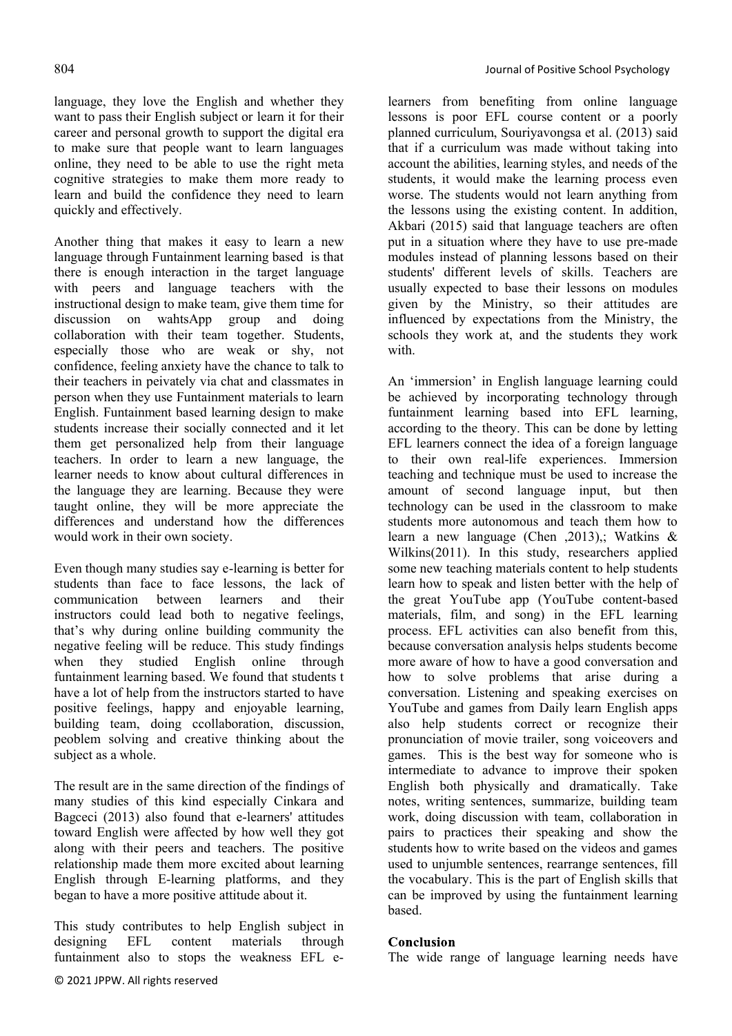language, they love the English and whether they want to pass their English subject or learn it for their career and personal growth to support the digital era to make sure that people want to learn languages online, they need to be able to use the right meta cognitive strategies to make them more ready to learn and build the confidence they need to learn quickly and effectively.

Another thing that makes it easy to learn a new language through Funtainment learning based is that there is enough interaction in the target language with peers and language teachers with the instructional design to make team, give them time for discussion on wahtsApp group and doing collaboration with their team together. Students, especially those who are weak or shy, not confidence, feeling anxiety have the chance to talk to their teachers in peivately via chat and classmates in person when they use Funtainment materials to learn English. Funtainment based learning design to make students increase their socially connected and it let them get personalized help from their language teachers. In order to learn a new language, the learner needs to know about cultural differences in the language they are learning. Because they were taught online, they will be more appreciate the differences and understand how the differences would work in their own society.

Even though many studies say e-learning is better for students than face to face lessons, the lack of communication between learners and their instructors could lead both to negative feelings, that's why during online building community the negative feeling will be reduce. This study findings when they studied English online through funtainment learning based. We found that students t have a lot of help from the instructors started to have positive feelings, happy and enjoyable learning, building team, doing ccollaboration, discussion, peoblem solving and creative thinking about the subject as a whole.

The result are in the same direction of the findings of many studies of this kind especially Cinkara and Bagceci (2013) also found that e-learners' attitudes toward English were affected by how well they got along with their peers and teachers. The positive relationship made them more excited about learning English through E-learning platforms, and they began to have a more positive attitude about it.

This study contributes to help English subject in designing EFL content materials through funtainment also to stops the weakness EFL e-learners from benefiting from online language lessons is poor EFL course content or a poorly planned curriculum, Souriyavongsa et al. (2013) said that if a curriculum was made without taking into account the abilities, learning styles, and needs of the students, it would make the learning process even worse. The students would not learn anything from the lessons using the existing content. In addition, Akbari (2015) said that language teachers are often put in a situation where they have to use pre-made modules instead of planning lessons based on their students' different levels of skills. Teachers are usually expected to base their lessons on modules given by the Ministry, so their attitudes are influenced by expectations from the Ministry, the schools they work at, and the students they work with.

An 'immersion' in English language learning could be achieved by incorporating technology through funtainment learning based into EFL learning, according to the theory. This can be done by letting EFL learners connect the idea of a foreign language to their own real-life experiences. Immersion teaching and technique must be used to increase the amount of second language input, but then technology can be used in the classroom to make students more autonomous and teach them how to learn a new language (Chen ,2013),; Watkins & Wilkins(2011). In this study, researchers applied some new teaching materials content to help students learn how to speak and listen better with the help of the great YouTube app (YouTube content-based materials, film, and song) in the EFL learning process. EFL activities can also benefit from this, because conversation analysis helps students become more aware of how to have a good conversation and how to solve problems that arise during a conversation. Listening and speaking exercises on YouTube and games from Daily learn English apps also help students correct or recognize their pronunciation of movie trailer, song voiceovers and games. This is the best way for someone who is intermediate to advance to improve their spoken English both physically and dramatically. Take notes, writing sentences, summarize, building team work, doing discussion with team, collaboration in pairs to practices their speaking and show the students how to write based on the videos and games used to unjumble sentences, rearrange sentences, fill the vocabulary. This is the part of English skills that can be improved by using the funtainment learning based.

## Conclusion

The wide range of language learning needs have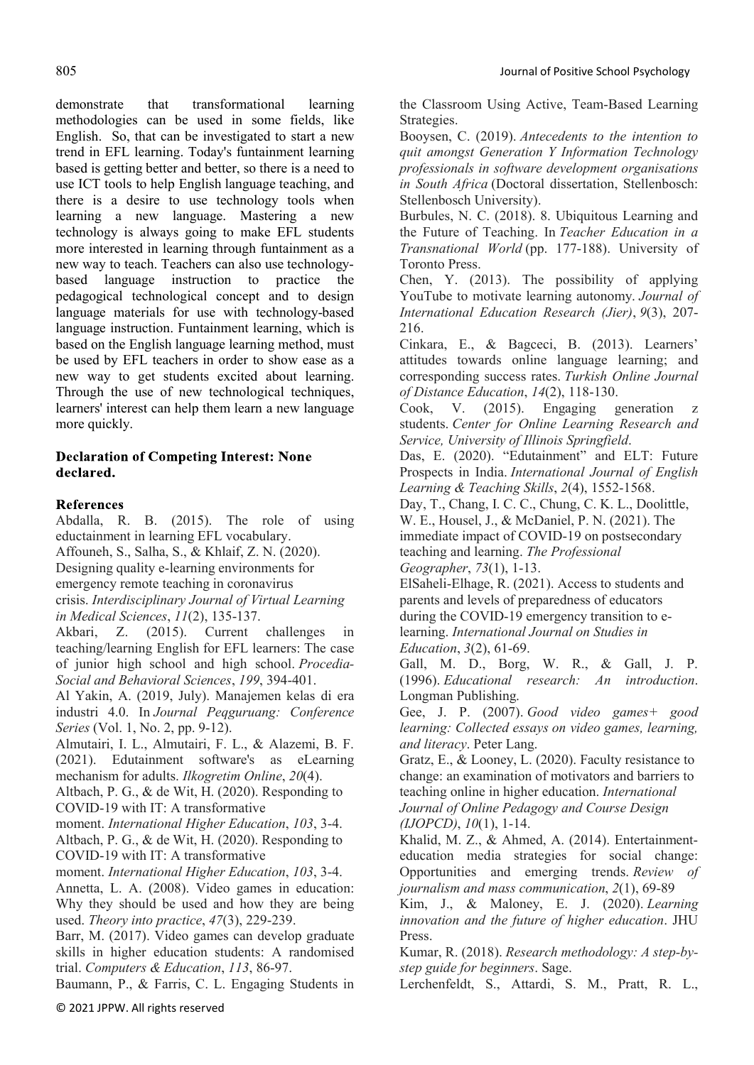demonstrate that transformational learning methodologies can be used in some fields, like English. So, that can be investigated to start a new trend in EFL learning. Today's funtainment learning based is getting better and better, so there is a need to use ICT tools to help English language teaching, and there is a desire to use technology tools when learning a new language. Mastering a new technology is always going to make EFL students more interested in learning through funtainment as a new way to teach. Teachers can also use technology-based language instruction to practice the pedagogical technological concept and to design language materials for use with technology-based language instruction. Funtainment learning, which is based on the English language learning method, must be used by EFL teachers in order to show ease as a new way to get students excited about learning. Through the use of new technological techniques, learners' interest can help them learn a new language more quickly.

## Declaration of Competing Interest: None declared.

## References

Abdalla, R. B. (2015). The role of using eductainment in learning EFL vocabulary.

Affouneh, S., Salha, S., & Khlaif, Z. N. (2020). Designing quality e-learning environments for emergency remote teaching in coronavirus crisis. *Interdisciplinary Journal of Virtual Learning in Medical Sciences*, *11*(2), 135-137.

Akbari, Z. (2015). Current challenges in teaching/learning English for EFL learners: The case of junior high school and high school. *Procedia-Social and Behavioral Sciences*, *199*, 394-401.

Al Yakin, A. (2019, July). Manajemen kelas di era industri 4.0. In *Journal Peqguruang: Conference Series* (Vol. 1, No. 2, pp. 9-12).

Almutairi, I. L., Almutairi, F. L., & Alazemi, B. F. (2021). Edutainment software's as eLearning mechanism for adults. *Ilkogretim Online*, *20*(4).

Altbach, P. G., & de Wit, H. (2020). Responding to COVID-19 with IT: A transformative moment. *International Higher Education*, *103*, 3-4.

Altbach, P. G., & de Wit, H. (2020). Responding to COVID-19 with IT: A transformative moment. *International Higher Education*, *103*, 3-4.

Annetta, L. A. (2008). Video games in education: Why they should be used and how they are being used. *Theory into practice*, *47*(3), 229-239.

Barr, M. (2017). Video games can develop graduate skills in higher education students: A randomised trial. *Computers & Education*, *113*, 86-97.

Baumann, P., & Farris, C. L. Engaging Students in the Classroom Using Active, Team-Based Learning Strategies.

Booysen, C. (2019). *Antecedents to the intention to quit amongst Generation Y Information Technology professionals in software development organisations in South Africa* (Doctoral dissertation, Stellenbosch: Stellenbosch University).

Burbules, N. C. (2018). 8. Ubiquitous Learning and the Future of Teaching. In *Teacher Education in a Transnational World* (pp. 177-188). University of Toronto Press.

Chen, Y. (2013). The possibility of applying YouTube to motivate learning autonomy. *Journal of International Education Research (Jier)*, *9*(3), 207-216.

Cinkara, E., & Bagceci, B. (2013). Learners' attitudes towards online language learning; and corresponding success rates. *Turkish Online Journal of Distance Education*, *14*(2), 118-130.

Cook, V. (2015). Engaging generation z students. *Center for Online Learning Research and Service, University of Illinois Springfield*.

Das, E. (2020). "Edutainment" and ELT: Future Prospects in India. *International Journal of English Learning & Teaching Skills*, *2*(4), 1552-1568.

Day, T., Chang, I. C. C., Chung, C. K. L., Doolittle, W. E., Housel, J., & McDaniel, P. N. (2021). The immediate impact of COVID-19 on postsecondary teaching and learning. *The Professional Geographer*, *73*(1), 1-13.

ElSaheli-Elhage, R. (2021). Access to students and parents and levels of preparedness of educators during the COVID-19 emergency transition to e-learning. *International Journal on Studies in Education*, *3*(2), 61-69.

Gall, M. D., Borg, W. R., & Gall, J. P. (1996). *Educational research: An introduction*. Longman Publishing.

Gee, J. P. (2007). *Good video games+ good learning: Collected essays on video games, learning, and literacy*. Peter Lang.

Gratz, E., & Looney, L. (2020). Faculty resistance to change: an examination of motivators and barriers to teaching online in higher education. *International Journal of Online Pedagogy and Course Design (IJOPCD)*, *10*(1), 1-14.

Khalid, M. Z., & Ahmed, A. (2014). Entertainment-education media strategies for social change: Opportunities and emerging trends. *Review of journalism and mass communication*, *2*(1), 69-89

Kim, J., & Maloney, E. J. (2020). *Learning innovation and the future of higher education*. JHU Press.

Kumar, R. (2018). *Research methodology: A step-by-step guide for beginners*. Sage.

Lerchenfeldt, S., Attardi, S. M., Pratt, R. L.,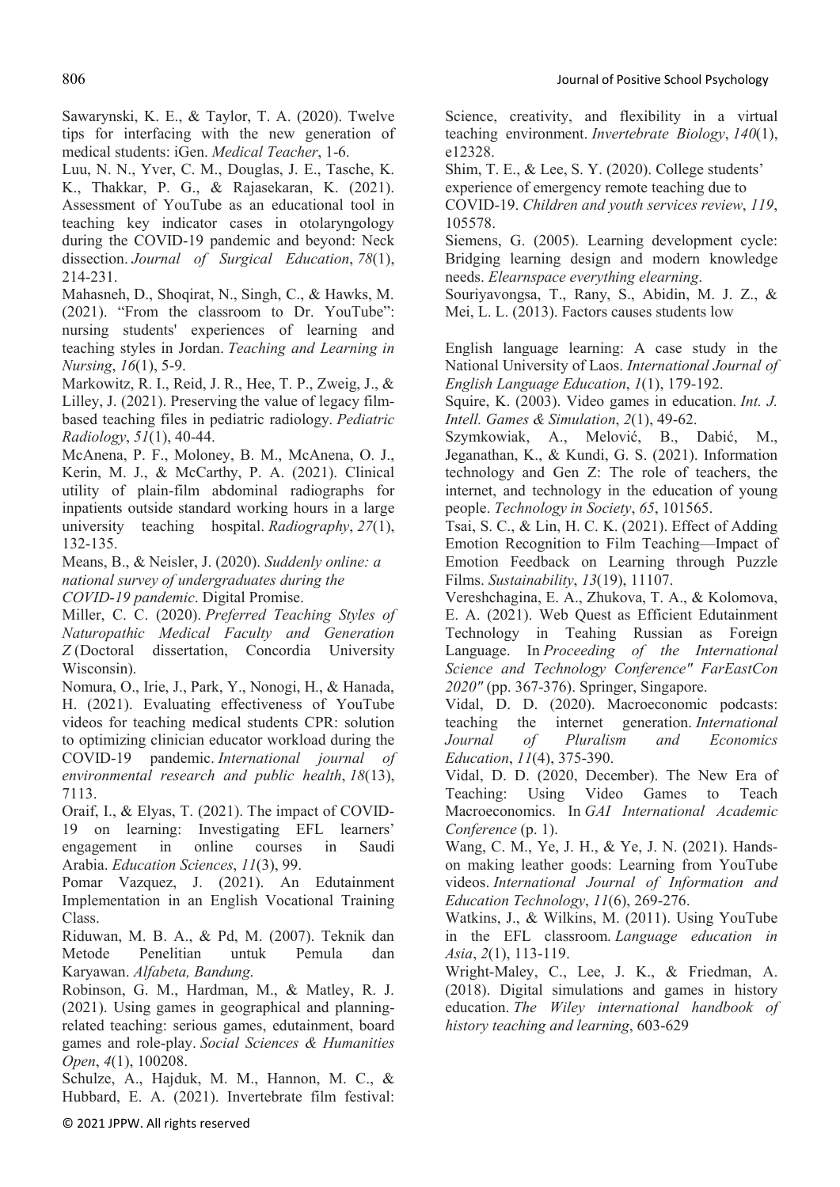Sawarynski, K. E., & Taylor, T. A. (2020). Twelve tips for interfacing with the new generation of medical students: iGen. *Medical Teacher*, 1-6.

Luu, N. N., Yver, C. M., Douglas, J. E., Tasche, K. K., Thakkar, P. G., & Rajasekaran, K. (2021). Assessment of YouTube as an educational tool in teaching key indicator cases in otolaryngology during the COVID-19 pandemic and beyond: Neck dissection. *Journal of Surgical Education*, *78*(1), 214-231.

Mahasneh, D., Shoqirat, N., Singh, C., & Hawks, M. (2021). "From the classroom to Dr. YouTube": nursing students' experiences of learning and teaching styles in Jordan. *Teaching and Learning in Nursing*, *16*(1), 5-9.

Markowitz, R. I., Reid, J. R., Hee, T. P., Zweig, J., & Lilley, J. (2021). Preserving the value of legacy film-based teaching files in pediatric radiology. *Pediatric Radiology*, *51*(1), 40-44.

McAnena, P. F., Moloney, B. M., McAnena, O. J., Kerin, M. J., & McCarthy, P. A. (2021). Clinical utility of plain-film abdominal radiographs for inpatients outside standard working hours in a large university teaching hospital. *Radiography*, *27*(1), 132-135.

Means, B., & Neisler, J. (2020). *Suddenly online: a national survey of undergraduates during the COVID-19 pandemic*. Digital Promise.

Miller, C. C. (2020). *Preferred Teaching Styles of Naturopathic Medical Faculty and Generation Z* (Doctoral dissertation, Concordia University Wisconsin).

Nomura, O., Irie, J., Park, Y., Nonogi, H., & Hanada, H. (2021). Evaluating effectiveness of YouTube videos for teaching medical students CPR: solution to optimizing clinician educator workload during the COVID-19 pandemic. *International journal of environmental research and public health*, *18*(13), 7113.

Oraif, I., & Elyas, T. (2021). The impact of COVID-19 on learning: Investigating EFL learners' engagement in online courses in Saudi Arabia. *Education Sciences*, *11*(3), 99.

Pomar Vazquez, J. (2021). An Edutainment Implementation in an English Vocational Training Class.

Riduwan, M. B. A., & Pd, M. (2007). Teknik dan Metode Penelitian untuk Pemula dan Karyawan. *Alfabeta, Bandung*.

Robinson, G. M., Hardman, M., & Matley, R. J. (2021). Using games in geographical and planning-related teaching: serious games, edutainment, board games and role-play. *Social Sciences & Humanities Open*, *4*(1), 100208.

Schulze, A., Hajduk, M. M., Hannon, M. C., & Hubbard, E. A. (2021). Invertebrate film festival: Science, creativity, and flexibility in a virtual teaching environment. *Invertebrate Biology*, *140*(1), e12328.

Shim, T. E., & Lee, S. Y. (2020). College students' experience of emergency remote teaching due to COVID-19. *Children and youth services review*, *119*, 105578.

Siemens, G. (2005). Learning development cycle: Bridging learning design and modern knowledge needs. *Elearnspace everything elearning*.

Souriyavongsa, T., Rany, S., Abidin, M. J. Z., & Mei, L. L. (2013). Factors causes students low English language learning: A case study in the National University of Laos. *International Journal of English Language Education*, *1*(1), 179-192.

Squire, K. (2003). Video games in education. *Int. J. Intell. Games & Simulation*, *2*(1), 49-62.

Szymkowiak, A., Melović, B., Dabić, M., Jeganathan, K., & Kundi, G. S. (2021). Information technology and Gen Z: The role of teachers, the internet, and technology in the education of young people. *Technology in Society*, *65*, 101565.

Tsai, S. C., & Lin, H. C. K. (2021). Effect of Adding Emotion Recognition to Film Teaching—Impact of Emotion Feedback on Learning through Puzzle Films. *Sustainability*, *13*(19), 11107.

Vereshchagina, E. A., Zhukova, T. A., & Kolomova, E. A. (2021). Web Quest as Efficient Edutainment Technology in Teahing Russian as Foreign Language. In *Proceeding of the International Science and Technology Conference" FarEastCon 2020"* (pp. 367-376). Springer, Singapore.

Vidal, D. D. (2020). Macroeconomic podcasts: teaching the internet generation. *International Journal of Pluralism and Economics Education*, *11*(4), 375-390.

Vidal, D. D. (2020, December). The New Era of Teaching: Using Video Games to Teach Macroeconomics. In *GAI International Academic Conference* (p. 1).

Wang, C. M., Ye, J. H., & Ye, J. N. (2021). Hands-on making leather goods: Learning from YouTube videos. *International Journal of Information and Education Technology*, *11*(6), 269-276.

Watkins, J., & Wilkins, M. (2011). Using YouTube in the EFL classroom. *Language education in Asia*, *2*(1), 113-119.

Wright-Maley, C., Lee, J. K., & Friedman, A. (2018). Digital simulations and games in history education. *The Wiley international handbook of history teaching and learning*, 603-629